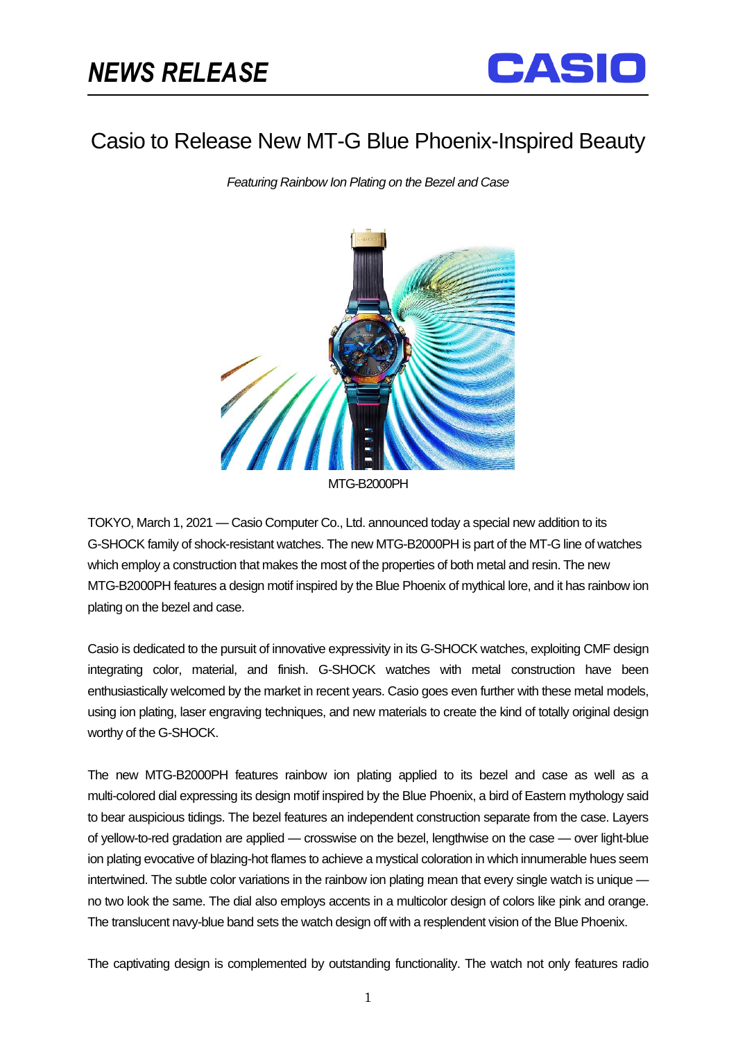# NEWS RELEASE

CASIO

## Casio to Release New MT-G Blue Phoenix-Inspired Beauty

*Featuring Rainbow Ion Plating on the Bezel and Case*

MTG-B2000PH

TOKYO, March 1, 2021 — Casio Computer Co., Ltd. announced today a special new addition to its G-SHOCK family of shock-resistant watches. The new MTG-B2000PH is part of the MT-G line of watches which employ a construction that makes the most of the properties of both metal and resin. The new MTG-B2000PH features a design motif inspired by the Blue Phoenix of mythical lore, and it has rainbow ion plating on the bezel and case.

Casio is dedicated to the pursuit of innovative expressivity in its G-SHOCK watches, exploiting CMF design integrating color, material, and finish. G-SHOCK watches with metal construction have been enthusiastically welcomed by the market in recent years. Casio goes even further with these metal models, using ion plating, laser engraving techniques, and new materials to create the kind of totally original design worthy of the G-SHOCK.

The new MTG-B2000PH features rainbow ion plating applied to its bezel and case as well as a multi-colored dial expressing its design motif inspired by the Blue Phoenix, a bird of Eastern mythology said to bear auspicious tidings. The bezel features an independent construction separate from the case. Layers of yellow-to-red gradation are applied — crosswise on the bezel, lengthwise on the case — over light-blue ion plating evocative of blazing-hot flames to achieve a mystical coloration in which innumerable hues seem intertwined. The subtle color variations in the rainbow ion plating mean that every single watch is unique — no two look the same. The dial also employs accents in a multicolor design of colors like pink and orange. The translucent navy-blue band sets the watch design off with a resplendent vision of the Blue Phoenix.

The captivating design is complemented by outstanding functionality. The watch not only features radio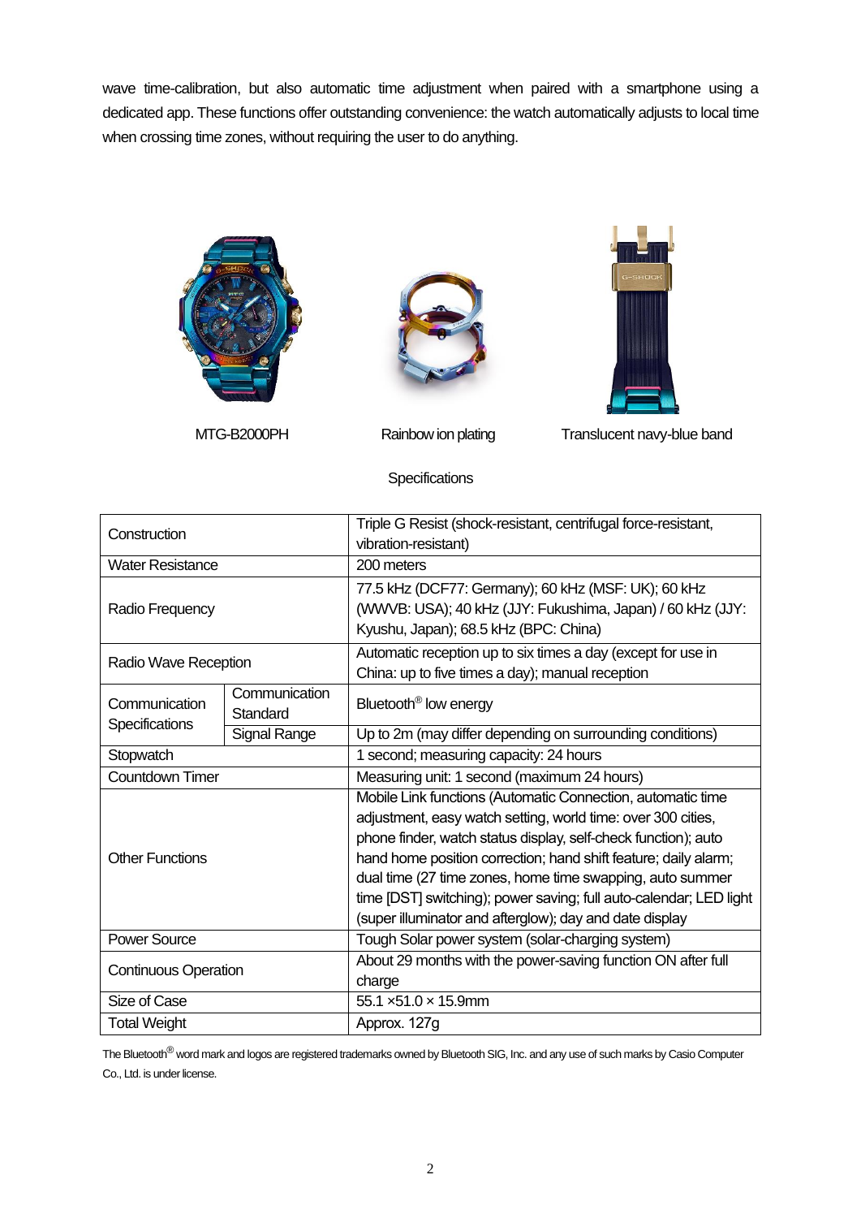wave time-calibration, but also automatic time adjustment when paired with a smartphone using a dedicated app. These functions offer outstanding convenience: the watch automatically adjusts to local time when crossing time zones, without requiring the user to do anything.

MTG-B2000PH

Rainbow ion plating

Translucent navy-blue band

Specifications

| | | |
|---|---|---|
| Construction | | Triple G Resist (shock-resistant, centrifugal force-resistant, vibration-resistant) |
| Water Resistance | | 200 meters |
| Radio Frequency | | 77.5 kHz (DCF77: Germany); 60 kHz (MSF: UK); 60 kHz (WWVB: USA); 40 kHz (JJY: Fukushima, Japan) / 60 kHz (JJY: Kyushu, Japan); 68.5 kHz (BPC: China) |
| Radio Wave Reception | | Automatic reception up to six times a day (except for use in China: up to five times a day); manual reception |
| Communication Specifications | Communication Standard | Bluetooth® low energy |
| | Signal Range | Up to 2m (may differ depending on surrounding conditions) |
| Stopwatch | | 1 second; measuring capacity: 24 hours |
| Countdown Timer | | Measuring unit: 1 second (maximum 24 hours) |
| Other Functions | | Mobile Link functions (Automatic Connection, automatic time adjustment, easy watch setting, world time: over 300 cities, phone finder, watch status display, self-check function); auto hand home position correction; hand shift feature; daily alarm; dual time (27 time zones, home time swapping, auto summer time [DST] switching); power saving; full auto-calendar; LED light (super illuminator and afterglow); day and date display |
| Power Source | | Tough Solar power system (solar-charging system) |
| Continuous Operation | | About 29 months with the power-saving function ON after full charge |
| Size of Case | | 55.1 ×51.0 × 15.9mm |
| Total Weight | | Approx. 127g |

The Bluetooth® word mark and logos are registered trademarks owned by Bluetooth SIG, Inc. and any use of such marks by Casio Computer Co., Ltd. is under license.